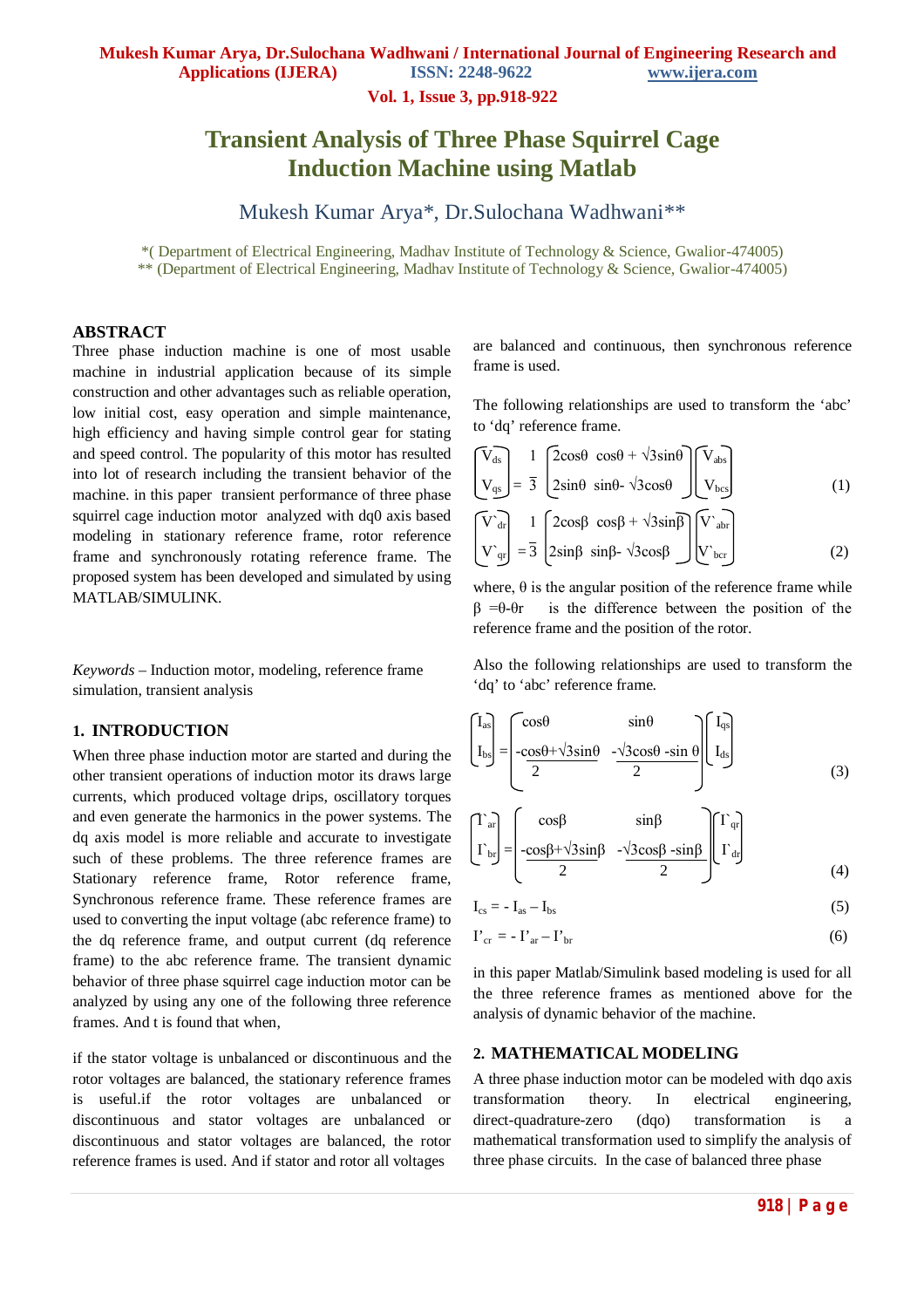# Transient Analysis of Three Phase Squirrel Cage Induction Machine using Matlab

Mukesh Kumar Arya*, Dr.Sulochana Wadhwani**

*( Department of Electrical Engineering, Madhav Institute of Technology & Science, Gwalior-474005)
** (Department of Electrical Engineering, Madhav Institute of Technology & Science, Gwalior-474005)

## ABSTRACT

Three phase induction machine is one of most usable machine in industrial application because of its simple construction and other advantages such as reliable operation, low initial cost, easy operation and simple maintenance, high efficiency and having simple control gear for stating and speed control. The popularity of this motor has resulted into lot of research including the transient behavior of the machine. in this paper transient performance of three phase squirrel cage induction motor analyzed with dq0 axis based modeling in stationary reference frame, rotor reference frame and synchronously rotating reference frame. The proposed system has been developed and simulated by using MATLAB/SIMULINK.

*Keywords* – Induction motor, modeling, reference frame simulation, transient analysis

## 1. INTRODUCTION

When three phase induction motor are started and during the other transient operations of induction motor its draws large currents, which produced voltage drips, oscillatory torques and even generate the harmonics in the power systems. The dq axis model is more reliable and accurate to investigate such of these problems. The three reference frames are Stationary reference frame, Rotor reference frame, Synchronous reference frame. These reference frames are used to converting the input voltage (abc reference frame) to the dq reference frame, and output current (dq reference frame) to the abc reference frame. The transient dynamic behavior of three phase squirrel cage induction motor can be analyzed by using any one of the following three reference frames. And t is found that when,

if the stator voltage is unbalanced or discontinuous and the rotor voltages are balanced, the stationary reference frames is useful.if the rotor voltages are unbalanced or discontinuous and stator voltages are unbalanced or discontinuous and stator voltages are balanced, the rotor reference frames is used. And if stator and rotor all voltages are balanced and continuous, then synchronous reference frame is used.

The following relationships are used to transform the 'abc' to 'dq' reference frame.

$$\begin{bmatrix} V_{ds} \\ V_{qs} \end{bmatrix} = \frac{1}{3} \begin{bmatrix} 2\cos\theta & \cos\theta + \sqrt{3}\sin\theta \\ 2\sin\theta & \sin\theta - \sqrt{3}\cos\theta \end{bmatrix} \begin{bmatrix} V_{abs} \\ V_{bcs} \end{bmatrix} \tag{1}$$

$$\begin{bmatrix} V`_{dr} \\ V`_{qr} \end{bmatrix} = \frac{1}{3} \begin{bmatrix} 2\cos\beta & \cos\beta + \sqrt{3}\sin\beta \\ 2\sin\beta & \sin\beta - \sqrt{3}\cos\beta \end{bmatrix} \begin{bmatrix} V`_{abr} \\ V`_{bcr} \end{bmatrix} \tag{2}$$

where, θ is the angular position of the reference frame while $\beta = \theta - \theta r$ is the difference between the position of the reference frame and the position of the rotor.

Also the following relationships are used to transform the 'dq' to 'abc' reference frame.

$$\begin{bmatrix} I_{as} \\ I_{bs} \end{bmatrix} = \begin{bmatrix} \cos\theta & \sin\theta \\ \frac{-\cos\theta + \sqrt{3}\sin\theta}{2} & \frac{-\sqrt{3}\cos\theta - \sin\theta}{2} \end{bmatrix} \begin{bmatrix} I_{qs} \\ I_{ds} \end{bmatrix} \tag{3}$$

$$\begin{bmatrix} I`_{ar} \\ I`_{br} \end{bmatrix} = \begin{bmatrix} \cos\beta & \sin\beta \\ \frac{-\cos\beta + \sqrt{3}\sin\beta}{2} & \frac{-\sqrt{3}\cos\beta - \sin\beta}{2} \end{bmatrix} \begin{bmatrix} I`_{qr} \\ I`_{dr} \end{bmatrix} \tag{4}$$

$$I_{cs} = - I_{as} - I_{bs} \tag{5}$$

$$I'_{cr} = - I'_{ar} - I'_{br} \tag{6}$$

in this paper Matlab/Simulink based modeling is used for all the three reference frames as mentioned above for the analysis of dynamic behavior of the machine.

## 2. MATHEMATICAL MODELING

A three phase induction motor can be modeled with dqo axis transformation theory. In electrical engineering, direct-quadrature-zero (dqo) transformation is a mathematical transformation used to simplify the analysis of three phase circuits. In the case of balanced three phase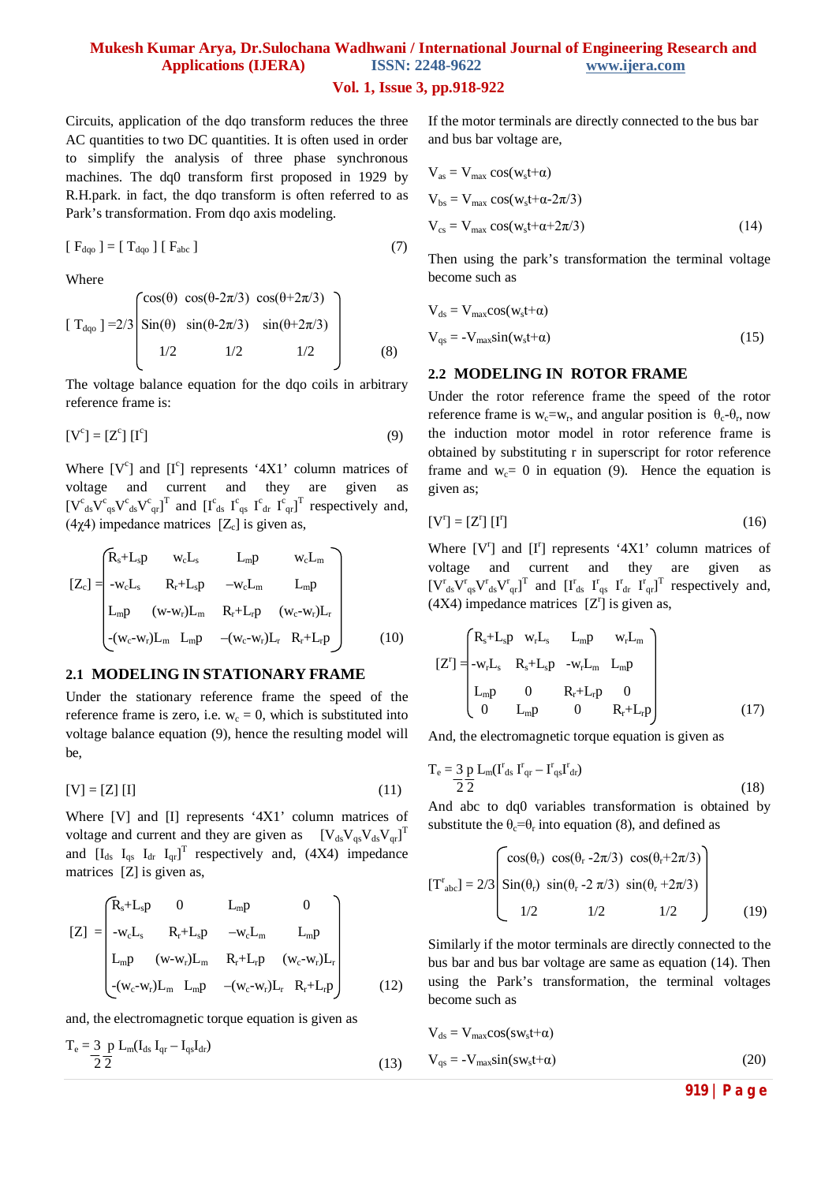Circuits, application of the dqo transform reduces the three AC quantities to two DC quantities. It is often used in order to simplify the analysis of three phase synchronous machines. The dq0 transform first proposed in 1929 by R.H.park. in fact, the dqo transform is often referred to as Park's transformation. From dqo axis modeling.

$$[ F_{dqo} ] = [ T_{dqo} ] [ F_{abc} ] \tag{7}$$

Where

$$[ T_{dqo} ] = 2/3 \begin{pmatrix} \cos(\theta) & \cos(\theta-2\pi/3) & \cos(\theta+2\pi/3) \\ \mathrm{Sin}(\theta) & \sin(\theta-2\pi/3) & \sin(\theta+2\pi/3) \\ 1/2 & 1/2 & 1/2 \end{pmatrix} \tag{8}$$

The voltage balance equation for the dqo coils in arbitrary reference frame is:

$$[V^c] = [Z^c] [I^c] \tag{9}$$

Where $[V^c]$ and $[I^c]$ represents '4X1' column matrices of voltage and current and they are given as $[V^c_{ds} V^c_{qs} V^c_{ds} V^c_{qr}]^T$ and $[I^c_{ds}\ I^c_{qs}\ I^c_{dr}\ I^c_{qr}]^T$ respectively and, $(4\chi4)$ impedance matrices $[Z_c]$ is given as,

$$[Z_c] = \begin{pmatrix} R_s+L_sp & w_cL_s & L_mp & w_cL_m \\ -w_cL_s & R_r+L_sp & -w_cL_m & L_mp \\ L_mp & (w-w_r)L_m & R_r+L_rp & (w_c-w_r)L_r \\ -(w_c-w_r)L_m & L_mp & -(w_c-w_r)L_r & R_r+L_rp \end{pmatrix} \tag{10}$$

### 2.1 MODELING IN STATIONARY FRAME

Under the stationary reference frame the speed of the reference frame is zero, i.e. $w_c = 0$, which is substituted into voltage balance equation (9), hence the resulting model will be,

$$[V] = [Z] [I] \tag{11}$$

Where [V] and [I] represents '4X1' column matrices of voltage and current and they are given as $[V_{ds} V_{qs} V_{ds} V_{qr}]^T$ and $[I_{ds}\ I_{qs}\ I_{dr}\ I_{qr}]^T$ respectively and, (4X4) impedance matrices [Z] is given as,

$$[Z] = \begin{pmatrix} R_s+L_sp & 0 & L_mp & 0 \\ -w_cL_s & R_r+L_sp & -w_cL_m & L_mp \\ L_mp & (w-w_r)L_m & R_r+L_rp & (w_c-w_r)L_r \\ -(w_c-w_r)L_m & L_mp & -(w_c-w_r)L_r & R_r+L_rp \end{pmatrix} \tag{12}$$

and, the electromagnetic torque equation is given as

$$T_e = \frac{3}{2}\frac{p}{2} L_m(I_{ds}\ I_{qr} - I_{qs}I_{dr}) \tag{13}$$

If the motor terminals are directly connected to the bus bar and bus bar voltage are,

$$V_{as} = V_{max} \cos(w_st+\alpha)$$
$$V_{bs} = V_{max} \cos(w_st+\alpha-2\pi/3)$$
$$V_{cs} = V_{max} \cos(w_st+\alpha+2\pi/3) \tag{14}$$

Then using the park's transformation the terminal voltage become such as

$$V_{ds} = V_{max}\cos(w_st+\alpha)$$
$$V_{qs} = -V_{max}\sin(w_st+\alpha) \tag{15}$$

### 2.2 MODELING IN ROTOR FRAME

Under the rotor reference frame the speed of the rotor reference frame is $w_c=w_r$, and angular position is $\theta_c$-$\theta_r$, now the induction motor model in rotor reference frame is obtained by substituting r in superscript for rotor reference frame and $w_c= 0$ in equation (9). Hence the equation is given as;

$$[V^r] = [Z^r] [I^r] \tag{16}$$

Where $[V^r]$ and $[I^r]$ represents '4X1' column matrices of voltage and current and they are given as $[V^r_{ds} V^r_{qs} V^r_{ds} V^r_{qr}]^T$ and $[I^r_{ds}\ I^r_{qs}\ I^r_{dr}\ I^r_{qr}]^T$ respectively and, (4X4) impedance matrices $[Z^r]$ is given as,

$$[Z^r] = \begin{pmatrix} R_s+L_sp & w_rL_s & L_mp & w_rL_m \\ -w_rL_s & R_s+L_sp & -w_rL_m & L_mp \\ L_mp & 0 & R_r+L_rp & 0 \\ 0 & L_mp & 0 & R_r+L_rp \end{pmatrix} \tag{17}$$

And, the electromagnetic torque equation is given as

$$T_e = \frac{3}{2}\frac{p}{2} L_m(I^r_{ds}\ I^r_{qr} - I^r_{qs}I^r_{dr}) \tag{18}$$

And abc to dq0 variables transformation is obtained by substitute the $\theta_c$=$\theta_r$ into equation (8), and defined as

$$[T^r_{abc}] = 2/3 \begin{pmatrix} \cos(\theta_r) & \cos(\theta_r -2\pi/3) & \cos(\theta_r+2\pi/3) \\ \mathrm{Sin}(\theta_r) & \sin(\theta_r -2\pi/3) & \sin(\theta_r +2\pi/3) \\ 1/2 & 1/2 & 1/2 \end{pmatrix} \tag{19}$$

Similarly if the motor terminals are directly connected to the bus bar and bus bar voltage are same as equation (14). Then using the Park's transformation, the terminal voltages become such as

$$V_{ds} = V_{max}\cos(sw_st+\alpha)$$
$$V_{qs} = -V_{max}\sin(sw_st+\alpha) \tag{20}$$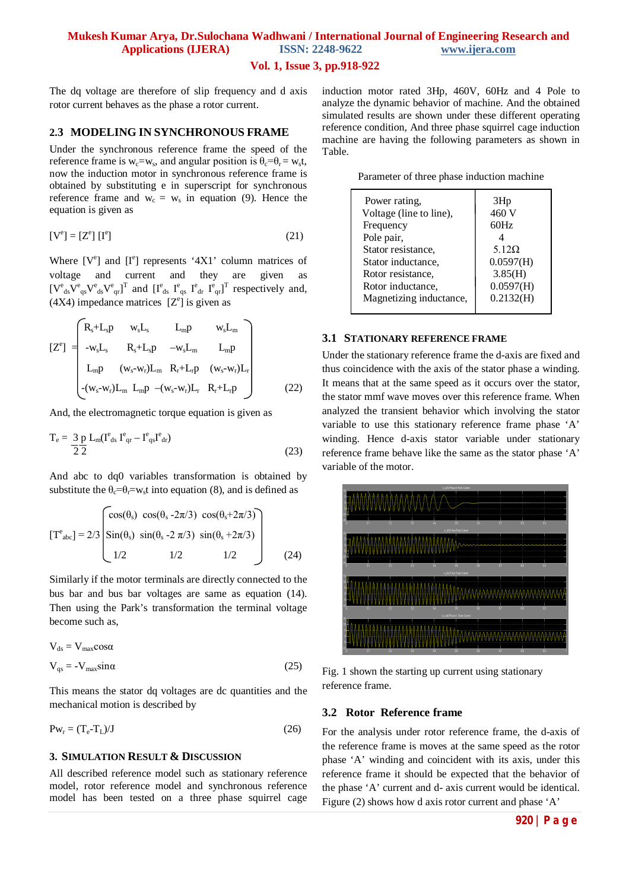The dq voltage are therefore of slip frequency and d axis rotor current behaves as the phase a rotor current.

### 2.3 MODELING IN SYNCHRONOUS FRAME

Under the synchronous reference frame the speed of the reference frame is $w_c$=$w_s$, and angular position is $\theta_c$=$\theta_r$= $w_s$t, now the induction motor in synchronous reference frame is obtained by substituting e in superscript for synchronous reference frame and $w_c$ = $w_s$ in equation (9). Hence the equation is given as

$$[V^e] = [Z^e] [I^e] \tag{21}$$

Where $[V^e]$ and $[I^e]$ represents '4X1' column matrices of voltage and current and they are given as $[V^e_{ds}V^e_{qs}V^e_{ds}V^e_{qr}]^T$ and $[I^e_{ds}\ I^e_{qs}\ I^e_{dr}\ I^e_{qr}]^T$ respectively and, (4X4) impedance matrices $[Z^e]$ is given as

$$[Z^e] = \begin{bmatrix} R_s+L_sp & w_sL_s & L_mp & w_sL_m \\ -w_sL_s & R_s+L_sp & -w_sL_m & L_mp \\ L_mp & (w_s-w_r)L_m & R_r+L_rp & (w_s-w_r)L_r \\ -(w_s-w_r)L_m & L_mp & -(w_s-w_r)L_r & R_r+L_rp \end{bmatrix} \tag{22}$$

And, the electromagnetic torque equation is given as

$$T_e = \frac{3}{2}\frac{p}{2} L_m(I^e_{ds}\ I^e_{qr} - I^e_{qs}I^e_{dr}) \tag{23}$$

And abc to dq0 variables transformation is obtained by substitute the $\theta_c$=$\theta_r$=$w_s$t into equation (8), and is defined as

$$[T^e_{abc}] = 2/3 \begin{bmatrix} \cos(\theta_s) & \cos(\theta_s - 2\pi/3) & \cos(\theta_s+2\pi/3) \\ \text{Sin}(\theta_s) & \sin(\theta_s - 2\pi/3) & \sin(\theta_s + 2\pi/3) \\ 1/2 & 1/2 & 1/2 \end{bmatrix} \tag{24}$$

Similarly if the motor terminals are directly connected to the bus bar and bus bar voltages are same as equation (14). Then using the Park's transformation the terminal voltage become such as,

$$V_{ds} = V_{max}\cos\alpha$$

$$V_{qs} = -V_{max}\sin\alpha \tag{25}$$

This means the stator dq voltages are dc quantities and the mechanical motion is described by

$$Pw_r = (T_e-T_L)/J \tag{26}$$

## 3. SIMULATION RESULT & DISCUSSION

All described reference model such as stationary reference model, rotor reference model and synchronous reference model has been tested on a three phase squirrel cage induction motor rated 3Hp, 460V, 60Hz and 4 Pole to analyze the dynamic behavior of machine. And the obtained simulated results are shown under these different operating reference condition, And three phase squirrel cage induction machine are having the following parameters as shown in Table.

Parameter of three phase induction machine

| | |
|---|---|
| Power rating, | 3Hp |
| Voltage (line to line), | 460 V |
| Frequency | 60Hz |
| Pole pair, | 4 |
| Stator resistance, | 5.12Ω |
| Stator inductance, | 0.0597(H) |
| Rotor resistance, | 3.85(H) |
| Rotor inductance, | 0.0597(H) |
| Magnetizing inductance, | 0.2132(H) |

### 3.1 STATIONARY REFERENCE FRAME

Under the stationary reference frame the d-axis are fixed and thus coincidence with the axis of the stator phase a winding. It means that at the same speed as it occurs over the stator, the stator mmf wave moves over this reference frame. When analyzed the transient behavior which involving the stator variable to use this stationary reference frame phase 'A' winding. Hence d-axis stator variable under stationary reference frame behave like the same as the stator phase 'A' variable of the motor.

Fig. 1 shown the starting up current using stationary reference frame.

### 3.2 Rotor Reference frame

For the analysis under rotor reference frame, the d-axis of the reference frame is moves at the same speed as the rotor phase 'A' winding and coincident with its axis, under this reference frame it should be expected that the behavior of the phase 'A' current and d- axis current would be identical. Figure (2) shows how d axis rotor current and phase 'A'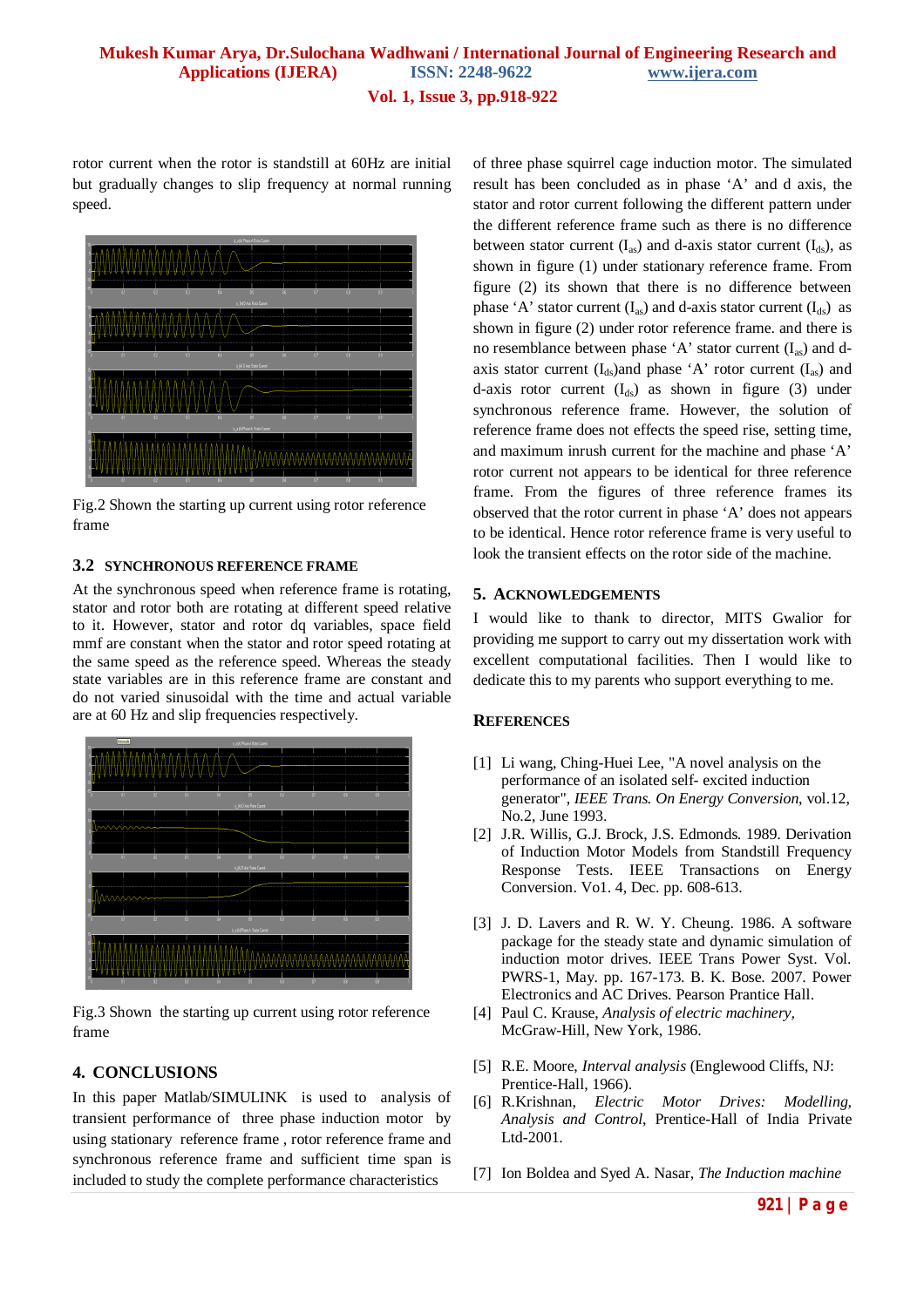rotor current when the rotor is standstill at 60Hz are initial but gradually changes to slip frequency at normal running speed.

Fig.2 Shown the starting up current using rotor reference frame

### 3.2 SYNCHRONOUS REFERENCE FRAME

At the synchronous speed when reference frame is rotating, stator and rotor both are rotating at different speed relative to it. However, stator and rotor dq variables, space field mmf are constant when the stator and rotor speed rotating at the same speed as the reference speed. Whereas the steady state variables are in this reference frame are constant and do not varied sinusoidal with the time and actual variable are at 60 Hz and slip frequencies respectively.

Fig.3 Shown the starting up current using rotor reference frame

## 4. CONCLUSIONS

In this paper Matlab/SIMULINK is used to analysis of transient performance of three phase induction motor by using stationary reference frame , rotor reference frame and synchronous reference frame and sufficient time span is included to study the complete performance characteristics of three phase squirrel cage induction motor. The simulated result has been concluded as in phase 'A' and d axis, the stator and rotor current following the different pattern under the different reference frame such as there is no difference between stator current ($I_{as}$) and d-axis stator current ($I_{ds}$), as shown in figure (1) under stationary reference frame. From figure (2) its shown that there is no difference between phase 'A' stator current ($I_{as}$) and d-axis stator current ($I_{ds}$) as shown in figure (2) under rotor reference frame. and there is no resemblance between phase 'A' stator current ($I_{as}$) and d-axis stator current ($I_{ds}$)and phase 'A' rotor current ($I_{as}$) and d-axis rotor current ($I_{ds}$) as shown in figure (3) under synchronous reference frame. However, the solution of reference frame does not effects the speed rise, setting time, and maximum inrush current for the machine and phase 'A' rotor current not appears to be identical for three reference frame. From the figures of three reference frames its observed that the rotor current in phase 'A' does not appears to be identical. Hence rotor reference frame is very useful to look the transient effects on the rotor side of the machine.

## 5. ACKNOWLEDGEMENTS

I would like to thank to director, MITS Gwalior for providing me support to carry out my dissertation work with excellent computational facilities. Then I would like to dedicate this to my parents who support everything to me.

## REFERENCES

[1] Li wang, Ching-Huei Lee, "A novel analysis on the performance of an isolated self- excited induction generator", *IEEE Trans. On Energy Conversion*, vol.12, No.2, June 1993.

[2] J.R. Willis, G.J. Brock, J.S. Edmonds. 1989. Derivation of Induction Motor Models from Standstill Frequency Response Tests. IEEE Transactions on Energy Conversion. Vo1. 4, Dec. pp. 608-613.

[3] J. D. Lavers and R. W. Y. Cheung. 1986. A software package for the steady state and dynamic simulation of induction motor drives. IEEE Trans Power Syst. Vol. PWRS-1, May. pp. 167-173. B. K. Bose. 2007. Power Electronics and AC Drives. Pearson Prantice Hall.

[4] Paul C. Krause, *Analysis of electric machinery*, McGraw-Hill, New York, 1986.

[5] R.E. Moore, *Interval analysis* (Englewood Cliffs, NJ: Prentice-Hall, 1966).

[6] R.Krishnan, *Electric Motor Drives: Modelling, Analysis and Control*, Prentice-Hall of India Private Ltd-2001.

[7] Ion Boldea and Syed A. Nasar, *The Induction machine*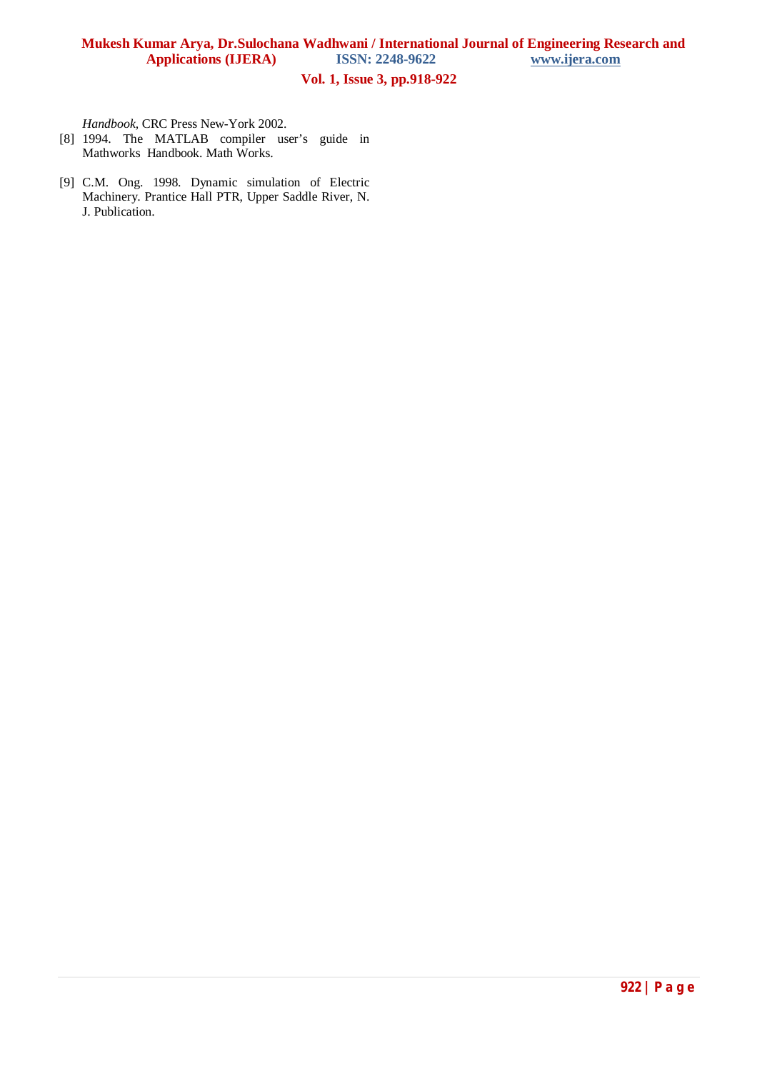*Handbook,* CRC Press New-York 2002.

[8] 1994. The MATLAB compiler user's guide in Mathworks Handbook. Math Works.

[9] C.M. Ong. 1998. Dynamic simulation of Electric Machinery. Prantice Hall PTR, Upper Saddle River, N. J. Publication.